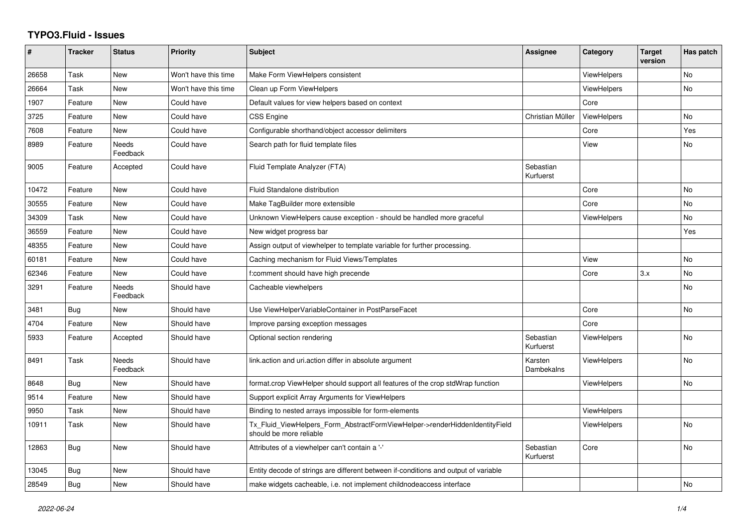# TYPO3.Fluid - Issues

| # | Tracker | Status | Priority | Subject | Assignee | Category | Target version | Has patch |
|---|---|---|---|---|---|---|---|---|
| 26658 | Task | New | Won't have this time | Make Form ViewHelpers consistent | | ViewHelpers | | No |
| 26664 | Task | New | Won't have this time | Clean up Form ViewHelpers | | ViewHelpers | | No |
| 1907 | Feature | New | Could have | Default values for view helpers based on context | | Core | | |
| 3725 | Feature | New | Could have | CSS Engine | Christian Müller | ViewHelpers | | No |
| 7608 | Feature | New | Could have | Configurable shorthand/object accessor delimiters | | Core | | Yes |
| 8989 | Feature | Needs Feedback | Could have | Search path for fluid template files | | View | | No |
| 9005 | Feature | Accepted | Could have | Fluid Template Analyzer (FTA) | Sebastian Kurfuerst | | | |
| 10472 | Feature | New | Could have | Fluid Standalone distribution | | Core | | No |
| 30555 | Feature | New | Could have | Make TagBuilder more extensible | | Core | | No |
| 34309 | Task | New | Could have | Unknown ViewHelpers cause exception - should be handled more graceful | | ViewHelpers | | No |
| 36559 | Feature | New | Could have | New widget progress bar | | | | Yes |
| 48355 | Feature | New | Could have | Assign output of viewhelper to template variable for further processing. | | | | |
| 60181 | Feature | New | Could have | Caching mechanism for Fluid Views/Templates | | View | | No |
| 62346 | Feature | New | Could have | f:comment should have high precende | | Core | 3.x | No |
| 3291 | Feature | Needs Feedback | Should have | Cacheable viewhelpers | | | | No |
| 3481 | Bug | New | Should have | Use ViewHelperVariableContainer in PostParseFacet | | Core | | No |
| 4704 | Feature | New | Should have | Improve parsing exception messages | | Core | | |
| 5933 | Feature | Accepted | Should have | Optional section rendering | Sebastian Kurfuerst | ViewHelpers | | No |
| 8491 | Task | Needs Feedback | Should have | link.action and uri.action differ in absolute argument | Karsten Dambekalns | ViewHelpers | | No |
| 8648 | Bug | New | Should have | format.crop ViewHelper should support all features of the crop stdWrap function | | ViewHelpers | | No |
| 9514 | Feature | New | Should have | Support explicit Array Arguments for ViewHelpers | | | | |
| 9950 | Task | New | Should have | Binding to nested arrays impossible for form-elements | | ViewHelpers | | |
| 10911 | Task | New | Should have | Tx_Fluid_ViewHelpers_Form_AbstractFormViewHelper->renderHiddenIdentityField should be more reliable | | ViewHelpers | | No |
| 12863 | Bug | New | Should have | Attributes of a viewhelper can't contain a '-' | Sebastian Kurfuerst | Core | | No |
| 13045 | Bug | New | Should have | Entity decode of strings are different between if-conditions and output of variable | | | | |
| 28549 | Bug | New | Should have | make widgets cacheable, i.e. not implement childnodeaccess interface | | | | No |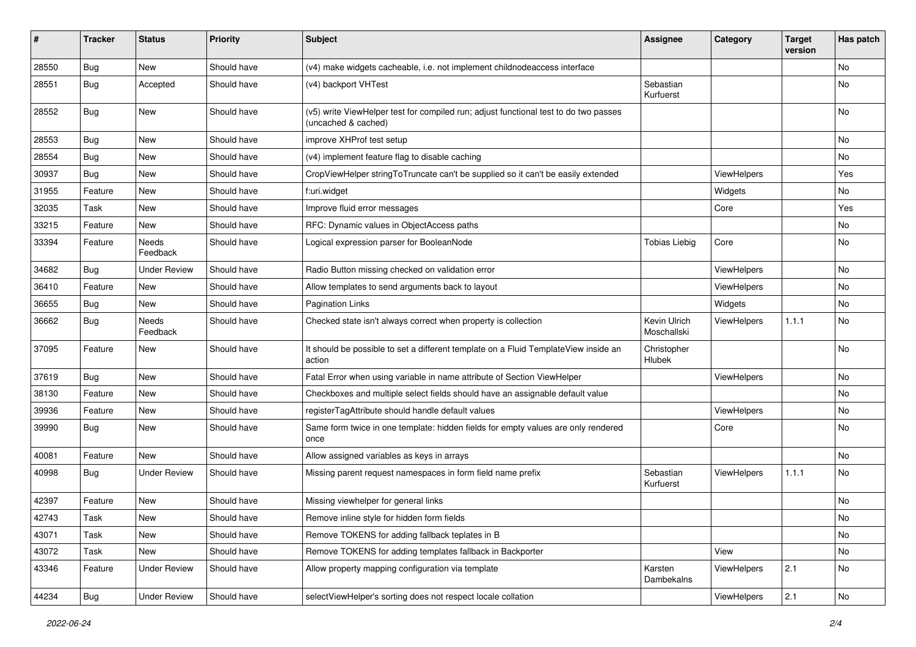| # | Tracker | Status | Priority | Subject | Assignee | Category | Target version | Has patch |
|---|---|---|---|---|---|---|---|---|
| 28550 | Bug | New | Should have | (v4) make widgets cacheable, i.e. not implement childnodeaccess interface | | | | No |
| 28551 | Bug | Accepted | Should have | (v4) backport VHTest | Sebastian Kurfuerst | | | No |
| 28552 | Bug | New | Should have | (v5) write ViewHelper test for compiled run; adjust functional test to do two passes (uncached & cached) | | | | No |
| 28553 | Bug | New | Should have | improve XHProf test setup | | | | No |
| 28554 | Bug | New | Should have | (v4) implement feature flag to disable caching | | | | No |
| 30937 | Bug | New | Should have | CropViewHelper stringToTruncate can't be supplied so it can't be easily extended | | ViewHelpers | | Yes |
| 31955 | Feature | New | Should have | f:uri.widget | | Widgets | | No |
| 32035 | Task | New | Should have | Improve fluid error messages | | Core | | Yes |
| 33215 | Feature | New | Should have | RFC: Dynamic values in ObjectAccess paths | | | | No |
| 33394 | Feature | Needs Feedback | Should have | Logical expression parser for BooleanNode | Tobias Liebig | Core | | No |
| 34682 | Bug | Under Review | Should have | Radio Button missing checked on validation error | | ViewHelpers | | No |
| 36410 | Feature | New | Should have | Allow templates to send arguments back to layout | | ViewHelpers | | No |
| 36655 | Bug | New | Should have | Pagination Links | | Widgets | | No |
| 36662 | Bug | Needs Feedback | Should have | Checked state isn't always correct when property is collection | Kevin Ulrich Moschallski | ViewHelpers | 1.1.1 | No |
| 37095 | Feature | New | Should have | It should be possible to set a different template on a Fluid TemplateView inside an action | Christopher Hlubek | | | No |
| 37619 | Bug | New | Should have | Fatal Error when using variable in name attribute of Section ViewHelper | | ViewHelpers | | No |
| 38130 | Feature | New | Should have | Checkboxes and multiple select fields should have an assignable default value | | | | No |
| 39936 | Feature | New | Should have | registerTagAttribute should handle default values | | ViewHelpers | | No |
| 39990 | Bug | New | Should have | Same form twice in one template: hidden fields for empty values are only rendered once | | Core | | No |
| 40081 | Feature | New | Should have | Allow assigned variables as keys in arrays | | | | No |
| 40998 | Bug | Under Review | Should have | Missing parent request namespaces in form field name prefix | Sebastian Kurfuerst | ViewHelpers | 1.1.1 | No |
| 42397 | Feature | New | Should have | Missing viewhelper for general links | | | | No |
| 42743 | Task | New | Should have | Remove inline style for hidden form fields | | | | No |
| 43071 | Task | New | Should have | Remove TOKENS for adding fallback teplates in B | | | | No |
| 43072 | Task | New | Should have | Remove TOKENS for adding templates fallback in Backporter | | View | | No |
| 43346 | Feature | Under Review | Should have | Allow property mapping configuration via template | Karsten Dambekalns | ViewHelpers | 2.1 | No |
| 44234 | Bug | Under Review | Should have | selectViewHelper's sorting does not respect locale collation | | ViewHelpers | 2.1 | No |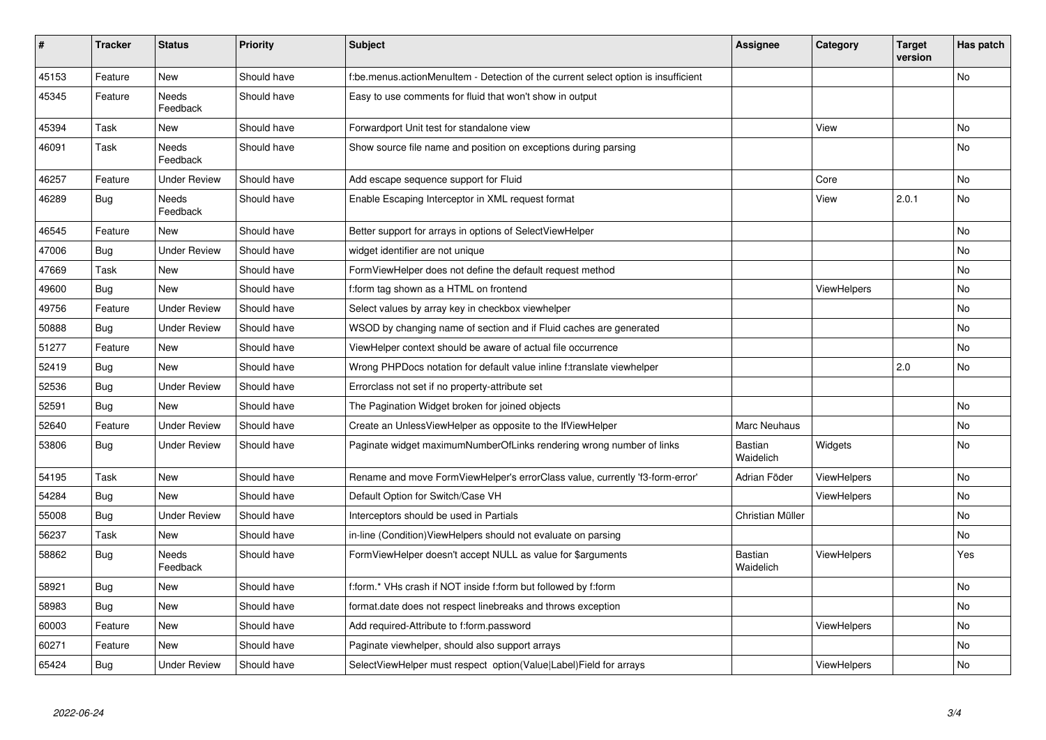| # | Tracker | Status | Priority | Subject | Assignee | Category | Target version | Has patch |
|---|---|---|---|---|---|---|---|---|
| 45153 | Feature | New | Should have | f:be.menus.actionMenuItem - Detection of the current select option is insufficient | | | | No |
| 45345 | Feature | Needs Feedback | Should have | Easy to use comments for fluid that won't show in output | | | | |
| 45394 | Task | New | Should have | Forwardport Unit test for standalone view | | View | | No |
| 46091 | Task | Needs Feedback | Should have | Show source file name and position on exceptions during parsing | | | | No |
| 46257 | Feature | Under Review | Should have | Add escape sequence support for Fluid | | Core | | No |
| 46289 | Bug | Needs Feedback | Should have | Enable Escaping Interceptor in XML request format | | View | 2.0.1 | No |
| 46545 | Feature | New | Should have | Better support for arrays in options of SelectViewHelper | | | | No |
| 47006 | Bug | Under Review | Should have | widget identifier are not unique | | | | No |
| 47669 | Task | New | Should have | FormViewHelper does not define the default request method | | | | No |
| 49600 | Bug | New | Should have | f:form tag shown as a HTML on frontend | | ViewHelpers | | No |
| 49756 | Feature | Under Review | Should have | Select values by array key in checkbox viewhelper | | | | No |
| 50888 | Bug | Under Review | Should have | WSOD by changing name of section and if Fluid caches are generated | | | | No |
| 51277 | Feature | New | Should have | ViewHelper context should be aware of actual file occurrence | | | | No |
| 52419 | Bug | New | Should have | Wrong PHPDocs notation for default value inline f:translate viewhelper | | | 2.0 | No |
| 52536 | Bug | Under Review | Should have | Errorclass not set if no property-attribute set | | | | |
| 52591 | Bug | New | Should have | The Pagination Widget broken for joined objects | | | | No |
| 52640 | Feature | Under Review | Should have | Create an UnlessViewHelper as opposite to the IfViewHelper | Marc Neuhaus | | | No |
| 53806 | Bug | Under Review | Should have | Paginate widget maximumNumberOfLinks rendering wrong number of links | Bastian Waidelich | Widgets | | No |
| 54195 | Task | New | Should have | Rename and move FormViewHelper's errorClass value, currently 'f3-form-error' | Adrian Föder | ViewHelpers | | No |
| 54284 | Bug | New | Should have | Default Option for Switch/Case VH | | ViewHelpers | | No |
| 55008 | Bug | Under Review | Should have | Interceptors should be used in Partials | Christian Müller | | | No |
| 56237 | Task | New | Should have | in-line (Condition)ViewHelpers should not evaluate on parsing | | | | No |
| 58862 | Bug | Needs Feedback | Should have | FormViewHelper doesn't accept NULL as value for $arguments | Bastian Waidelich | ViewHelpers | | Yes |
| 58921 | Bug | New | Should have | f:form.* VHs crash if NOT inside f:form but followed by f:form | | | | No |
| 58983 | Bug | New | Should have | format.date does not respect linebreaks and throws exception | | | | No |
| 60003 | Feature | New | Should have | Add required-Attribute to f:form.password | | ViewHelpers | | No |
| 60271 | Feature | New | Should have | Paginate viewhelper, should also support arrays | | | | No |
| 65424 | Bug | Under Review | Should have | SelectViewHelper must respect option(Value\|Label)Field for arrays | | ViewHelpers | | No |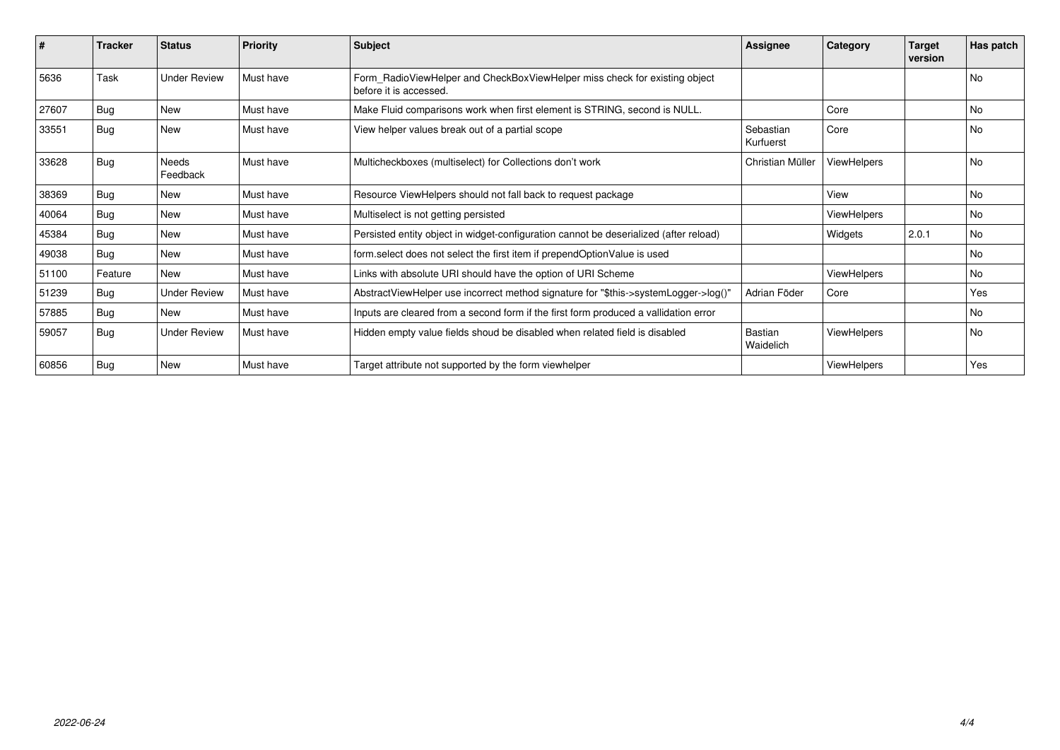| # | Tracker | Status | Priority | Subject | Assignee | Category | Target version | Has patch |
|---|---|---|---|---|---|---|---|---|
| 5636 | Task | Under Review | Must have | Form_RadioViewHelper and CheckBoxViewHelper miss check for existing object before it is accessed. | | | | No |
| 27607 | Bug | New | Must have | Make Fluid comparisons work when first element is STRING, second is NULL. | | Core | | No |
| 33551 | Bug | New | Must have | View helper values break out of a partial scope | Sebastian Kurfuerst | Core | | No |
| 33628 | Bug | Needs Feedback | Must have | Multicheckboxes (multiselect) for Collections don't work | Christian Müller | ViewHelpers | | No |
| 38369 | Bug | New | Must have | Resource ViewHelpers should not fall back to request package | | View | | No |
| 40064 | Bug | New | Must have | Multiselect is not getting persisted | | ViewHelpers | | No |
| 45384 | Bug | New | Must have | Persisted entity object in widget-configuration cannot be deserialized (after reload) | | Widgets | 2.0.1 | No |
| 49038 | Bug | New | Must have | form.select does not select the first item if prependOptionValue is used | | | | No |
| 51100 | Feature | New | Must have | Links with absolute URI should have the option of URI Scheme | | ViewHelpers | | No |
| 51239 | Bug | Under Review | Must have | AbstractViewHelper use incorrect method signature for "$this->systemLogger->log()" | Adrian Föder | Core | | Yes |
| 57885 | Bug | New | Must have | Inputs are cleared from a second form if the first form produced a vallidation error | | | | No |
| 59057 | Bug | Under Review | Must have | Hidden empty value fields shoud be disabled when related field is disabled | Bastian Waidelich | ViewHelpers | | No |
| 60856 | Bug | New | Must have | Target attribute not supported by the form viewhelper | | ViewHelpers | | Yes |

*2022-06-24*